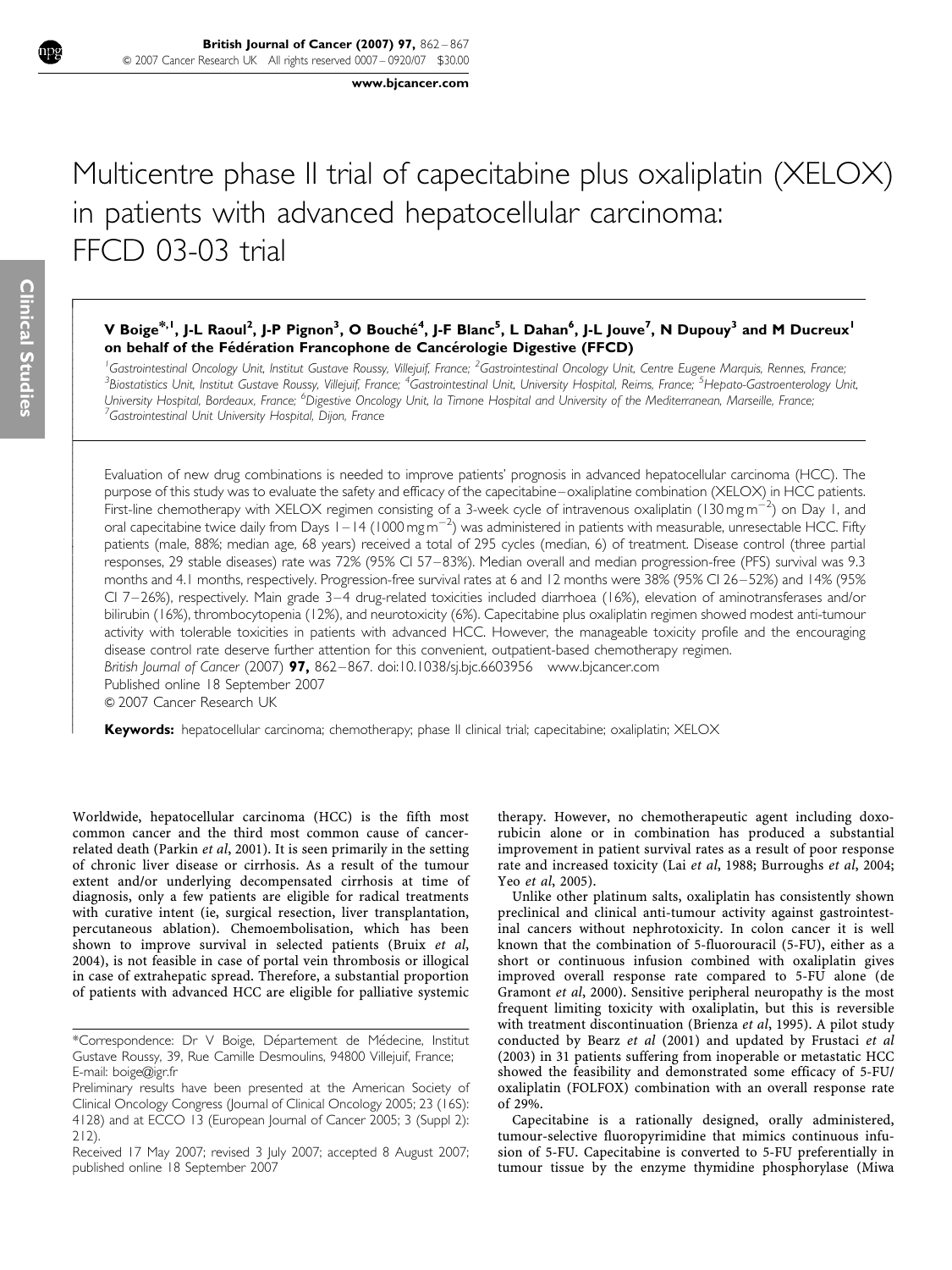# Multicentre phase II trial of capecitabine plus oxaliplatin (XELOX) in patients with advanced hepatocellular carcinoma: FFCD 03-03 trial

**V Boige\*[,1], J-L Raoul[2], J-P Pignon[3], O Bouché[4], J-F Blanc[5], L Dahan[6], J-L Jouve[7], N Dupouy[3] and M Ducreux[1] on behalf of the Fédération Francophone de Cancérologie Digestive (FFCD)**

[1]*Gastrointestinal Oncology Unit, Institut Gustave Roussy, Villejuif, France;* [2]*Gastrointestinal Oncology Unit, Centre Eugene Marquis, Rennes, France;* [3]*Biostatistics Unit, Institut Gustave Roussy, Villejuif, France;* [4]*Gastrointestinal Unit, University Hospital, Reims, France;* [5]*Hepato-Gastroenterology Unit, University Hospital, Bordeaux, France;* [6]*Digestive Oncology Unit, la Timone Hospital and University of the Mediterranean, Marseille, France;* [7]*Gastrointestinal Unit University Hospital, Dijon, France*

Evaluation of new drug combinations is needed to improve patients' prognosis in advanced hepatocellular carcinoma (HCC). The purpose of this study was to evaluate the safety and efficacy of the capecitabine–oxaliplatine combination (XELOX) in HCC patients. First-line chemotherapy with XELOX regimen consisting of a 3-week cycle of intravenous oxaliplatin (130 mg $m^{-2}$) on Day 1, and oral capecitabine twice daily from Days 1–14 (1000 mg $m^{-2}$) was administered in patients with measurable, unresectable HCC. Fifty patients (male, 88%; median age, 68 years) received a total of 295 cycles (median, 6) of treatment. Disease control (three partial responses, 29 stable diseases) rate was 72% (95% CI 57–83%). Median overall and median progression-free (PFS) survival was 9.3 months and 4.1 months, respectively. Progression-free survival rates at 6 and 12 months were 38% (95% CI 26–52%) and 14% (95% CI 7–26%), respectively. Main grade 3–4 drug-related toxicities included diarrhoea (16%), elevation of aminotransferases and/or bilirubin (16%), thrombocytopenia (12%), and neurotoxicity (6%). Capecitabine plus oxaliplatin regimen showed modest anti-tumour activity with tolerable toxicities in patients with advanced HCC. However, the manageable toxicity profile and the encouraging disease control rate deserve further attention for this convenient, outpatient-based chemotherapy regimen.

*British Journal of Cancer* (2007) **97,** 862–867. doi:10.1038/sj.bjc.6603956 www.bjcancer.com
Published online 18 September 2007
© 2007 Cancer Research UK

**Keywords:** hepatocellular carcinoma; chemotherapy; phase II clinical trial; capecitabine; oxaliplatin; XELOX

Worldwide, hepatocellular carcinoma (HCC) is the fifth most common cancer and the third most common cause of cancer-related death (Parkin *et al*, 2001). It is seen primarily in the setting of chronic liver disease or cirrhosis. As a result of the tumour extent and/or underlying decompensated cirrhosis at time of diagnosis, only a few patients are eligible for radical treatments with curative intent (ie, surgical resection, liver transplantation, percutaneous ablation). Chemoembolisation, which has been shown to improve survival in selected patients (Bruix *et al*, 2004), is not feasible in case of portal vein thrombosis or illogical in case of extrahepatic spread. Therefore, a substantial proportion of patients with advanced HCC are eligible for palliative systemic therapy. However, no chemotherapeutic agent including doxorubicin alone or in combination has produced a substantial improvement in patient survival rates as a result of poor response rate and increased toxicity (Lai *et al*, 1988; Burroughs *et al*, 2004; Yeo *et al*, 2005).

Unlike other platinum salts, oxaliplatin has consistently shown preclinical and clinical anti-tumour activity against gastrointestinal cancers without nephrotoxicity. In colon cancer it is well known that the combination of 5-fluorouracil (5-FU), either as a short or continuous infusion combined with oxaliplatin gives improved overall response rate compared to 5-FU alone (de Gramont *et al*, 2000). Sensitive peripheral neuropathy is the most frequent limiting toxicity with oxaliplatin, but this is reversible with treatment discontinuation (Brienza *et al*, 1995). A pilot study conducted by Bearz *et al* (2001) and updated by Frustaci *et al* (2003) in 31 patients suffering from inoperable or metastatic HCC showed the feasibility and demonstrated some efficacy of 5-FU/oxaliplatin (FOLFOX) combination with an overall response rate of 29%.

Capecitabine is a rationally designed, orally administered, tumour-selective fluoropyrimidine that mimics continuous infusion of 5-FU. Capecitabine is converted to 5-FU preferentially in tumour tissue by the enzyme thymidine phosphorylase (Miwa

\*Correspondence: Dr V Boige, Département de Médecine, Institut Gustave Roussy, 39, Rue Camille Desmoulins, 94800 Villejuif, France; E-mail: boige@igr.fr

Preliminary results have been presented at the American Society of Clinical Oncology Congress (Journal of Clinical Oncology 2005; 23 (16S): 4128) and at ECCO 13 (European Journal of Cancer 2005; 3 (Suppl 2): 212).

Received 17 May 2007; revised 3 July 2007; accepted 8 August 2007; published online 18 September 2007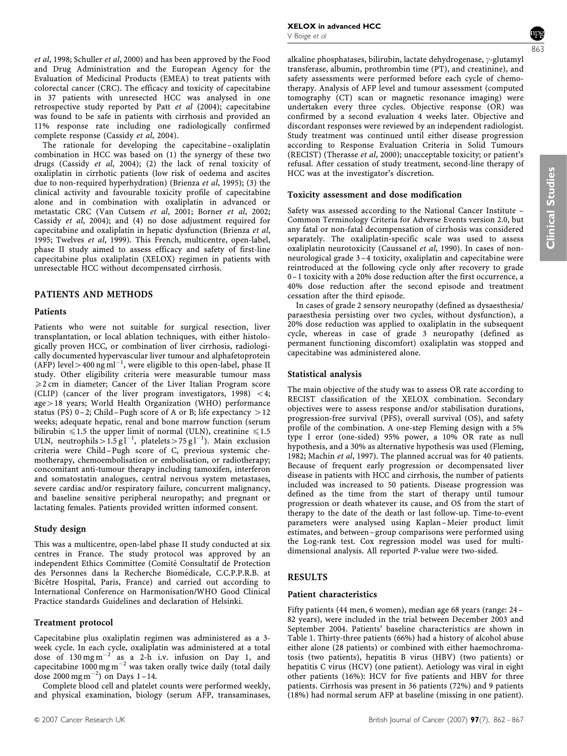et al, 1998; Schuller et al, 2000) and has been approved by the Food and Drug Administration and the European Agency for the Evaluation of Medicinal Products (EMEA) to treat patients with colorectal cancer (CRC). The efficacy and toxicity of capecitabine in 37 patients with unresected HCC was analysed in one retrospective study reported by Patt et al (2004); capecitabine was found to be safe in patients with cirrhosis and provided an 11% response rate including one radiologically confirmed complete response (Cassidy et al, 2004).

The rationale for developing the capecitabine–oxaliplatin combination in HCC was based on (1) the synergy of these two drugs (Cassidy et al, 2004); (2) the lack of renal toxicity of oxaliplatin in cirrhotic patients (low risk of oedema and ascites due to non-required hyperhydration) (Brienza et al, 1995); (3) the clinical activity and favourable toxicity profile of capecitabine alone and in combination with oxaliplatin in advanced or metastatic CRC (Van Cutsem et al, 2001; Borner et al, 2002; Cassidy et al, 2004); and (4) no dose adjustment required for capecitabine and oxaliplatin in hepatic dysfunction (Brienza et al, 1995; Twelves et al, 1999). This French, multicentre, open-label, phase II study aimed to assess efficacy and safety of first-line capecitabine plus oxaliplatin (XELOX) regimen in patients with unresectable HCC without decompensated cirrhosis.

## PATIENTS AND METHODS

### Patients

Patients who were not suitable for surgical resection, liver transplantation, or local ablation techniques, with either histologically proven HCC, or combination of liver cirrhosis, radiologically documented hypervascular liver tumour and alphafetoprotein (AFP) level $>400\,\text{ng}\,\text{ml}^{-1}$, were eligible to this open-label, phase II study. Other eligibility criteria were measurable tumour mass $\geqslant 2$ cm in diameter; Cancer of the Liver Italian Program score (CLIP) (cancer of the liver program investigators, 1998) $<4$; age $>18$ years; World Health Organization (WHO) performance status (PS) 0–2; Child–Pugh score of A or B; life expectancy $>12$ weeks; adequate hepatic, renal and bone marrow function (serum bilirubin $\leqslant 1.5$ the upper limit of normal (ULN), creatinine $\leqslant 1.5$ ULN, neutrophils $>1.5\,\text{g}\,\text{l}^{-1}$, platelets $>75\,\text{g}\,\text{l}^{-1}$). Main exclusion criteria were Child–Pugh score of C, previous systemic chemotherapy, chemoembolisation or embolisation, or radiotherapy; concomitant anti-tumour therapy including tamoxifen, interferon and somatostatin analogues, central nervous system metastases, severe cardiac and/or respiratory failure, concurrent malignancy, and baseline sensitive peripheral neuropathy; and pregnant or lactating females. Patients provided written informed consent.

### Study design

This was a multicentre, open-label phase II study conducted at six centres in France. The study protocol was approved by an independent Ethics Committee (Comité Consultatif de Protection des Personnes dans la Recherche Biomédicale, C.C.P.P.R.B. at Bicêtre Hospital, Paris, France) and carried out according to International Conference on Harmonisation/WHO Good Clinical Practice standards Guidelines and declaration of Helsinki.

### Treatment protocol

Capecitabine plus oxaliplatin regimen was administered as a 3-week cycle. In each cycle, oxaliplatin was administered at a total dose of $130\,\text{mg}\,\text{m}^{-2}$ as a 2-h i.v. infusion on Day 1, and capecitabine $1000\,\text{mg}\,\text{m}^{-2}$ was taken orally twice daily (total daily dose $2000\,\text{mg}\,\text{m}^{-2}$) on Days 1–14.

Complete blood cell and platelet counts were performed weekly, and physical examination, biology (serum AFP, transaminases, alkaline phosphatases, bilirubin, lactate dehydrogenase, $\gamma$-glutamyl transferase, albumin, prothrombin time (PT), and creatinine), and safety assessments were performed before each cycle of chemotherapy. Analysis of AFP level and tumour assessment (computed tomography (CT) scan or magnetic resonance imaging) were undertaken every three cycles. Objective response (OR) was confirmed by a second evaluation 4 weeks later. Objective and discordant responses were reviewed by an independent radiologist. Study treatment was continued until either disease progression according to Response Evaluation Criteria in Solid Tumours (RECIST) (Therasse et al, 2000); unacceptable toxicity; or patient's refusal. After cessation of study treatment, second-line therapy of HCC was at the investigator's discretion.

### Toxicity assessment and dose modification

Safety was assessed according to the National Cancer Institute – Common Terminology Criteria for Adverse Events version 2.0, but any fatal or non-fatal decompensation of cirrhosis was considered separately. The oxaliplatin-specific scale was used to assess oxaliplatin neurotoxicity (Caussanel et al, 1990). In cases of non-neurological grade 3–4 toxicity, oxaliplatin and capecitabine were reintroduced at the following cycle only after recovery to grade 0–1 toxicity with a 20% dose reduction after the first occurrence, a 40% dose reduction after the second episode and treatment cessation after the third episode.

In cases of grade 2 sensory neuropathy (defined as dysaesthesia/paraesthesia persisting over two cycles, without dysfunction), a 20% dose reduction was applied to oxaliplatin in the subsequent cycle, whereas in case of grade 3 neuropathy (defined as permanent functioning discomfort) oxaliplatin was stopped and capecitabine was administered alone.

### Statistical analysis

The main objective of the study was to assess OR rate according to RECIST classification of the XELOX combination. Secondary objectives were to assess response and/or stabilisation durations, progression-free survival (PFS), overall survival (OS), and safety profile of the combination. A one-step Fleming design with a 5% type I error (one-sided) 95% power, a 10% OR rate as null hypothesis, and a 30% as alternative hypothesis was used (Fleming, 1982; Machin et al, 1997). The planned accrual was for 40 patients. Because of frequent early progression or decompensated liver disease in patients with HCC and cirrhosis, the number of patients included was increased to 50 patients. Disease progression was defined as the time from the start of therapy until tumour progression or death whatever its cause, and OS from the start of therapy to the date of the death or last follow-up. Time-to-event parameters were analysed using Kaplan–Meier product limit estimates, and between–group comparisons were performed using the Log-rank test. Cox regression model was used for multidimensional analysis. All reported P-value were two-sided.

## RESULTS

### Patient characteristics

Fifty patients (44 men, 6 women), median age 68 years (range: 24–82 years), were included in the trial between December 2003 and September 2004. Patients' baseline characteristics are shown in Table 1. Thirty-three patients (66%) had a history of alcohol abuse either alone (28 patients) or combined with either haemochromatosis (two patients), hepatitis B virus (HBV) (two patients) or hepatitis C virus (HCV) (one patient). Aetiology was viral in eight other patients (16%): HCV for five patients and HBV for three patients. Cirrhosis was present in 36 patients (72%) and 9 patients (18%) had normal serum AFP at baseline (missing in one patient).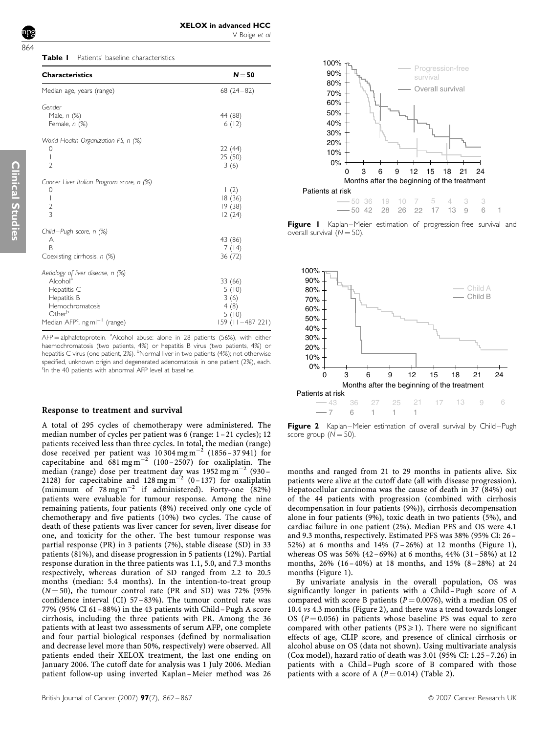**Table 1** Patients' baseline characteristics

| Characteristics | N = 50 |
|---|---|
| Median age, years (range) | 68 (24–82) |
| *Gender* | |
| Male, n (%) | 44 (88) |
| Female, n (%) | 6 (12) |
| *World Health Organization PS, n (%)* | |
| 0 | 22 (44) |
| 1 | 25 (50) |
| 2 | 3 (6) |
| *Cancer Liver Italian Program score, n (%)* | |
| 0 | 1 (2) |
| 1 | 18 (36) |
| 2 | 19 (38) |
| 3 | 12 (24) |
| *Child–Pugh score, n (%)* | |
| A | 43 (86) |
| B | 7 (14) |
| Coexisting cirrhosis, n (%) | 36 (72) |
| *Aetiology of liver disease, n (%)* | |
| Alcohol[a] | 33 (66) |
| Hepatitis C | 5 (10) |
| Hepatitis B | 3 (6) |
| Hemochromatosis | 4 (8) |
| Other[b] | 5 (10) |
| Median AFP[c], ng $ml^{-1}$ (range) | 159 (11–487 221) |

AFP = alphafetoprotein. [a]Alcohol abuse: alone in 28 patients (56%), with either haemochromatosis (two patients, 4%) or hepatitis B virus (two patients, 4%) or hepatitis C virus (one patient, 2%). [b]Normal liver in two patients (4%); not otherwise specified, unknown origin and degenerated adenomatosis in one patient (2%), each. [c]In the 40 patients with abnormal AFP level at baseline.

## Response to treatment and survival

A total of 295 cycles of chemotherapy were administered. The median number of cycles per patient was 6 (range: 1–21 cycles); 12 patients received less than three cycles. In total, the median (range) dose received per patient was 10 304 mg $m^{-2}$ (1856–37 941) for capecitabine and 681 mg $m^{-2}$ (100–2507) for oxaliplatin. The median (range) dose per treatment day was 1952 mg $m^{-2}$ (930–2128) for capecitabine and 128 mg $m^{-2}$ (0–137) for oxaliplatin (minimum of 78 mg $m^{-2}$ if administered). Forty-one (82%) patients were evaluable for tumour response. Among the nine remaining patients, four patients (8%) received only one cycle of chemotherapy and five patients (10%) two cycles. The cause of death of these patients was liver cancer for seven, liver disease for one, and toxicity for the other. The best tumour response was partial response (PR) in 3 patients (7%), stable disease (SD) in 33 patients (81%), and disease progression in 5 patients (12%). Partial response duration in the three patients was 1.1, 5.0, and 7.3 months respectively, whereas duration of SD ranged from 2.2 to 20.5 months (median: 5.4 months). In the intention-to-treat group ($N = 50$), the tumour control rate (PR and SD) was 72% (95% confidence interval (CI) 57–83%). The tumour control rate was 77% (95% CI 61–88%) in the 43 patients with Child–Pugh A score cirrhosis, including the three patients with PR. Among the 36 patients with at least two assessments of serum AFP, one complete and four partial biological responses (defined by normalisation and decrease level more than 50%, respectively) were observed. All patients ended their XELOX treatment, the last one ending on January 2006. The cutoff date for analysis was 1 July 2006. Median patient follow-up using inverted Kaplan–Meier method was 26 months and ranged from 21 to 29 months in patients alive. Six patients were alive at the cutoff date (all with disease progression). Hepatocellular carcinoma was the cause of death in 37 (84%) out of the 44 patients with progression (combined with cirrhosis decompensation in four patients (9%)), cirrhosis decompensation alone in four patients (9%), toxic death in two patients (5%), and cardiac failure in one patient (2%). Median PFS and OS were 4.1 and 9.3 months, respectively. Estimated PFS was 38% (95% CI: 26–52%) at 6 months and 14% (7–26%) at 12 months (Figure 1), whereas OS was 56% (42–69%) at 6 months, 44% (31–58%) at 12 months, 26% (16–40%) at 18 months, and 15% (8–28%) at 24 months (Figure 1).

By univariate analysis in the overall population, OS was significantly longer in patients with a Child–Pugh score of A compared with score B patients ($P = 0.0076$), with a median OS of 10.4 *vs* 4.3 months (Figure 2), and there was a trend towards longer OS ($P = 0.056$) in patients whose baseline PS was equal to zero compared with other patients (PS $\geq$ 1). There were no significant effects of age, CLIP score, and presence of clinical cirrhosis or alcohol abuse on OS (data not shown). Using multivariate analysis (Cox model), hazard ratio of death was 3.01 (95% CI: 1.25–7.26) in patients with a Child–Pugh score of B compared with those patients with a score of A ($P = 0.014$) (Table 2).

**Figure 1** Kaplan–Meier estimation of progression-free survival and overall survival ($N = 50$).

**Figure 2** Kaplan–Meier estimation of overall survival by Child–Pugh score group ($N = 50$).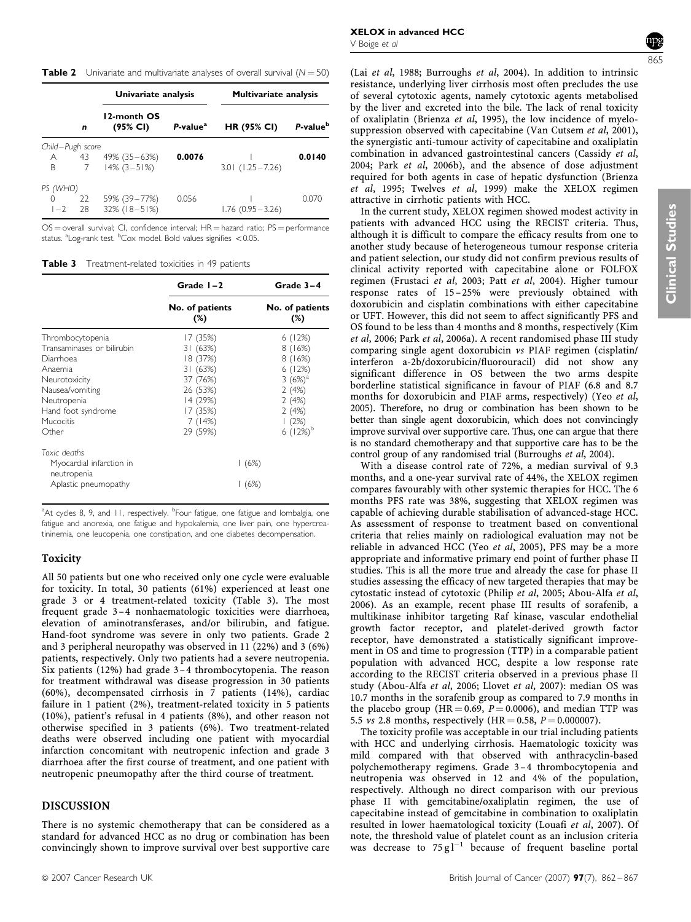**Table 2** Univariate and multivariate analyses of overall survival (N = 50)

| | | Univariate analysis | | Multivariate analysis | |
|---|---|---|---|---|---|
| | **n** | **12-month OS (95% CI)** | **P-value[a]** | **HR (95% CI)** | **P-value[b]** |
| *Child–Pugh score* | | | | | |
| A | 43 | 49% (35–63%) | **0.0076** | 1 | **0.0140** |
| B | 7 | 14% (3–51%) | | 3.01 (1.25–7.26) | |
| *PS (WHO)* | | | | | |
| 0 | 22 | 59% (39–77%) | 0.056 | 1 | 0.070 |
| 1–2 | 28 | 32% (18–51%) | | 1.76 (0.95–3.26) | |

OS = overall survival; CI, confidence interval; HR = hazard ratio; PS = performance status. [a]Log-rank test. [b]Cox model. Bold values signifies <0.05.

**Table 3** Treatment-related toxicities in 49 patients

| | Grade 1–2 | Grade 3–4 |
|---|---|---|
| | **No. of patients (%)** | **No. of patients (%)** |
| Thrombocytopenia | 17 (35%) | 6 (12%) |
| Transaminases or bilirubin | 31 (63%) | 8 (16%) |
| Diarrhoea | 18 (37%) | 8 (16%) |
| Anaemia | 31 (63%) | 6 (12%) |
| Neurotoxicity | 37 (76%) | 3 (6%)[a] |
| Nausea/vomiting | 26 (53%) | 2 (4%) |
| Neutropenia | 14 (29%) | 2 (4%) |
| Hand foot syndrome | 17 (35%) | 2 (4%) |
| Mucocitis | 7 (14%) | 1 (2%) |
| Other | 29 (59%) | 6 (12%)[b] |
| *Toxic deaths* | | |
| Myocardial infarction in neutropenia | 1 (6%) | |
| Aplastic pneumopathy | 1 (6%) | |

[a]At cycles 8, 9, and 11, respectively. [b]Four fatigue, one fatigue and lombalgia, one fatigue and anorexia, one fatigue and hypokalemia, one liver pain, one hypercreatininemia, one leucopenia, one constipation, and one diabetes decompensation.

## Toxicity

All 50 patients but one who received only one cycle were evaluable for toxicity. In total, 30 patients (61%) experienced at least one grade 3 or 4 treatment-related toxicity (Table 3). The most frequent grade 3–4 nonhaematologic toxicities were diarrhoea, elevation of aminotransferases, and/or bilirubin, and fatigue. Hand-foot syndrome was severe in only two patients. Grade 2 and 3 peripheral neuropathy was observed in 11 (22%) and 3 (6%) patients, respectively. Only two patients had a severe neutropenia. Six patients (12%) had grade 3–4 thrombocytopenia. The reason for treatment withdrawal was disease progression in 30 patients (60%), decompensated cirrhosis in 7 patients (14%), cardiac failure in 1 patient (2%), treatment-related toxicity in 5 patients (10%), patient's refusal in 4 patients (8%), and other reason not otherwise specified in 3 patients (6%). Two treatment-related deaths were observed including one patient with myocardial infarction concomitant with neutropenic infection and grade 3 diarrhoea after the first course of treatment, and one patient with neutropenic pneumopathy after the third course of treatment.

## DISCUSSION

There is no systemic chemotherapy that can be considered as a standard for advanced HCC as no drug or combination has been convincingly shown to improve survival over best supportive care (Lai *et al*, 1988; Burroughs *et al*, 2004). In addition to intrinsic resistance, underlying liver cirrhosis most often precludes the use of several cytotoxic agents, namely cytotoxic agents metabolised by the liver and excreted into the bile. The lack of renal toxicity of oxaliplatin (Brienza *et al*, 1995), the low incidence of myelosuppression observed with capecitabine (Van Cutsem *et al*, 2001), the synergistic anti-tumour activity of capecitabine and oxaliplatin combination in advanced gastrointestinal cancers (Cassidy *et al*, 2004; Park *et al*, 2006b), and the absence of dose adjustment required for both agents in case of hepatic dysfunction (Brienza *et al*, 1995; Twelves *et al*, 1999) make the XELOX regimen attractive in cirrhotic patients with HCC.

In the current study, XELOX regimen showed modest activity in patients with advanced HCC using the RECIST criteria. Thus, although it is difficult to compare the efficacy results from one to another study because of heterogeneous tumour response criteria and patient selection, our study did not confirm previous results of clinical activity reported with capecitabine alone or FOLFOX regimen (Frustaci *et al*, 2003; Patt *et al*, 2004). Higher tumour response rates of 15–25% were previously obtained with doxorubicin and cisplatin combinations with either capecitabine or UFT. However, this did not seem to affect significantly PFS and OS found to be less than 4 months and 8 months, respectively (Kim *et al*, 2006; Park *et al*, 2006a). A recent randomised phase III study comparing single agent doxorubicin *vs* PIAF regimen (cisplatin/interferon a-2b/doxorubicin/fluorouracil) did not show any significant difference in OS between the two arms despite borderline statistical significance in favour of PIAF (6.8 and 8.7 months for doxorubicin and PIAF arms, respectively) (Yeo *et al*, 2005). Therefore, no drug or combination has been shown to be better than single agent doxorubicin, which does not convincingly improve survival over supportive care. Thus, one can argue that there is no standard chemotherapy and that supportive care has to be the control group of any randomised trial (Burroughs *et al*, 2004).

With a disease control rate of 72%, a median survival of 9.3 months, and a one-year survival rate of 44%, the XELOX regimen compares favourably with other systemic therapies for HCC. The 6 months PFS rate was 38%, suggesting that XELOX regimen was capable of achieving durable stabilisation of advanced-stage HCC. As assessment of response to treatment based on conventional criteria that relies mainly on radiological evaluation may not be reliable in advanced HCC (Yeo *et al*, 2005), PFS may be a more appropriate and informative primary end point of further phase II studies. This is all the more true and already the case for phase II studies assessing the efficacy of new targeted therapies that may be cytostatic instead of cytotoxic (Philip *et al*, 2005; Abou-Alfa *et al*, 2006). As an example, recent phase III results of sorafenib, a multikinase inhibitor targeting Raf kinase, vascular endothelial growth factor receptor, and platelet-derived growth factor receptor, have demonstrated a statistically significant improvement in OS and time to progression (TTP) in a comparable patient population with advanced HCC, despite a low response rate according to the RECIST criteria observed in a previous phase II study (Abou-Alfa *et al*, 2006; Llovet *et al*, 2007): median OS was 10.7 months in the sorafenib group as compared to 7.9 months in the placebo group (HR = 0.69, $P = 0.0006$), and median TTP was 5.5 *vs* 2.8 months, respectively (HR = 0.58, $P = 0.000007$).

The toxicity profile was acceptable in our trial including patients with HCC and underlying cirrhosis. Haematologic toxicity was mild compared with that observed with anthracyclin-based polychemotherapy regimens. Grade 3–4 thrombocytopenia and neutropenia was observed in 12 and 4% of the population, respectively. Although no direct comparison with our previous phase II with gemcitabine/oxaliplatin regimen, the use of capecitabine instead of gemcitabine in combination to oxaliplatin resulted in lower haematological toxicity (Louafi *et al*, 2007). Of note, the threshold value of platelet count as an inclusion criteria was decrease to $75\,g\,l^{-1}$ because of frequent baseline portal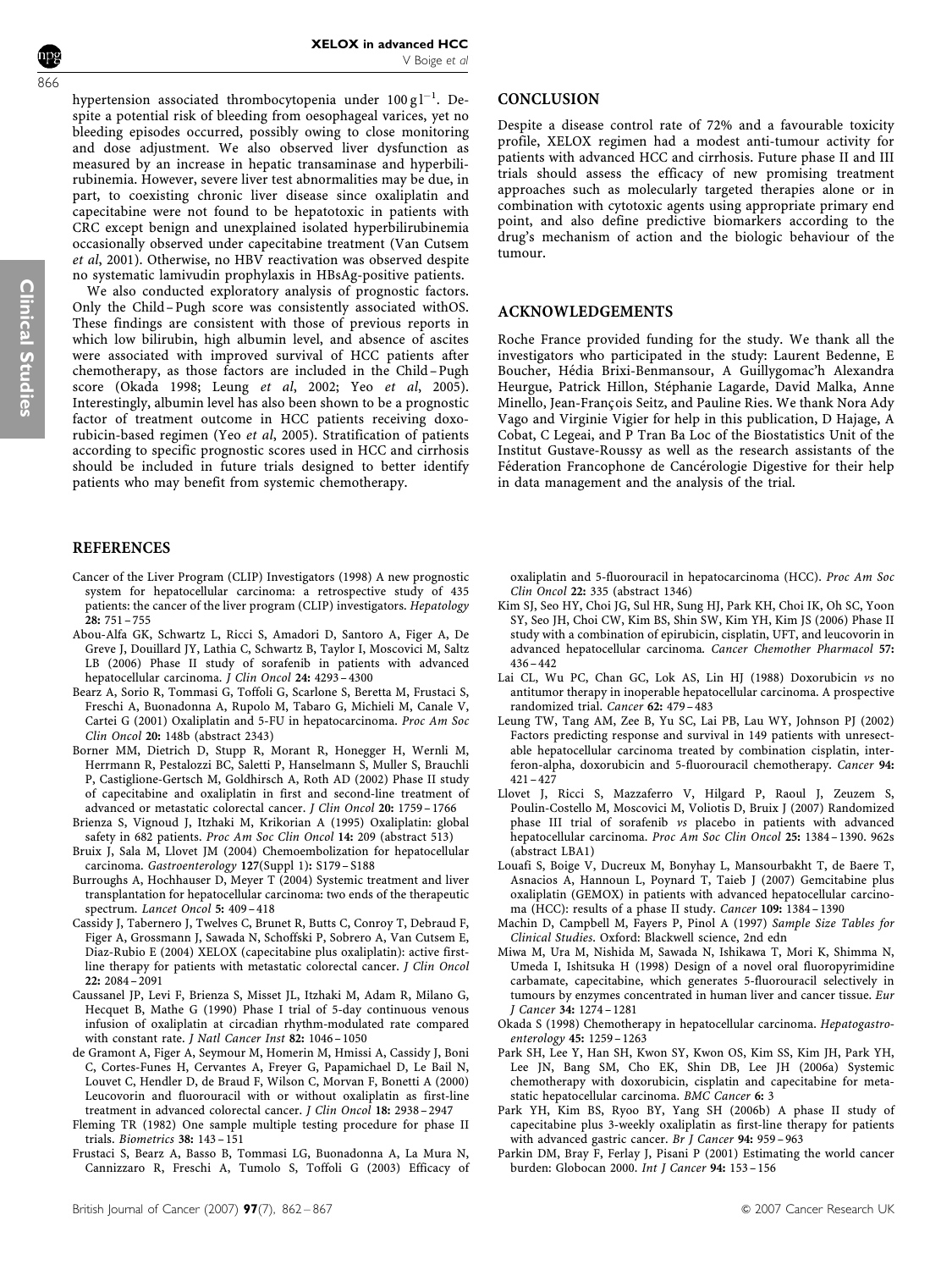hypertension associated thrombocytopenia under $100\,g\,l^{-1}$. Despite a potential risk of bleeding from oesophageal varices, yet no bleeding episodes occurred, possibly owing to close monitoring and dose adjustment. We also observed liver dysfunction as measured by an increase in hepatic transaminase and hyperbilirubinemia. However, severe liver test abnormalities may be due, in part, to coexisting chronic liver disease since oxaliplatin and capecitabine were not found to be hepatotoxic in patients with CRC except benign and unexplained isolated hyperbilirubinemia occasionally observed under capecitabine treatment (Van Cutsem *et al*, 2001). Otherwise, no HBV reactivation was observed despite no systematic lamivudin prophylaxis in HBsAg-positive patients.

We also conducted exploratory analysis of prognostic factors. Only the Child–Pugh score was consistently associated withOS. These findings are consistent with those of previous reports in which low bilirubin, high albumin level, and absence of ascites were associated with improved survival of HCC patients after chemotherapy, as those factors are included in the Child–Pugh score (Okada 1998; Leung *et al*, 2002; Yeo *et al*, 2005). Interestingly, albumin level has also been shown to be a prognostic factor of treatment outcome in HCC patients receiving doxorubicin-based regimen (Yeo *et al*, 2005). Stratification of patients according to specific prognostic scores used in HCC and cirrhosis should be included in future trials designed to better identify patients who may benefit from systemic chemotherapy.

## CONCLUSION

Despite a disease control rate of 72% and a favourable toxicity profile, XELOX regimen had a modest anti-tumour activity for patients with advanced HCC and cirrhosis. Future phase II and III trials should assess the efficacy of new promising treatment approaches such as molecularly targeted therapies alone or in combination with cytotoxic agents using appropriate primary end point, and also define predictive biomarkers according to the drug's mechanism of action and the biologic behaviour of the tumour.

## ACKNOWLEDGEMENTS

Roche France provided funding for the study. We thank all the investigators who participated in the study: Laurent Bedenne, E Boucher, Hédia Brixi-Benmansour, A Guillygomac'h Alexandra Heurgue, Patrick Hillon, Stéphanie Lagarde, David Malka, Anne Minello, Jean-François Seitz, and Pauline Ries. We thank Nora Ady Vago and Virginie Vigier for help in this publication, D Hajage, A Cobat, C Legeai, and P Tran Ba Loc of the Biostatistics Unit of the Institut Gustave-Roussy as well as the research assistants of the Féderation Francophone de Cancérologie Digestive for their help in data management and the analysis of the trial.

## REFERENCES

Cancer of the Liver Program (CLIP) Investigators (1998) A new prognostic system for hepatocellular carcinoma: a retrospective study of 435 patients: the cancer of the liver program (CLIP) investigators. *Hepatology* **28:** 751–755

Abou-Alfa GK, Schwartz L, Ricci S, Amadori D, Santoro A, Figer A, De Greve J, Douillard JY, Lathia C, Schwartz B, Taylor I, Moscovici M, Saltz LB (2006) Phase II study of sorafenib in patients with advanced hepatocellular carcinoma. *J Clin Oncol* **24:** 4293–4300

Bearz A, Sorio R, Tommasi G, Toffoli G, Scarlone S, Beretta M, Frustaci S, Freschi A, Buonadonna A, Rupolo M, Tabaro G, Michieli M, Canale V, Cartei G (2001) Oxaliplatin and 5-FU in hepatocarcinoma. *Proc Am Soc Clin Oncol* **20:** 148b (abstract 2343)

Borner MM, Dietrich D, Stupp R, Morant R, Honegger H, Wernli M, Herrmann R, Pestalozzi BC, Saletti P, Hanselmann S, Muller S, Brauchli P, Castiglione-Gertsch M, Goldhirsch A, Roth AD (2002) Phase II study of capecitabine and oxaliplatin in first and second-line treatment of advanced or metastatic colorectal cancer. *J Clin Oncol* **20:** 1759–1766

Brienza S, Vignoud J, Itzhaki M, Krikorian A (1995) Oxaliplatin: global safety in 682 patients. *Proc Am Soc Clin Oncol* **14:** 209 (abstract 513)

Bruix J, Sala M, Llovet JM (2004) Chemoembolization for hepatocellular carcinoma. *Gastroenterology* **127**(Suppl 1)**:** S179–S188

Burroughs A, Hochhauser D, Meyer T (2004) Systemic treatment and liver transplantation for hepatocellular carcinoma: two ends of the therapeutic spectrum. *Lancet Oncol* **5:** 409–418

Cassidy J, Tabernero J, Twelves C, Brunet R, Butts C, Conroy T, Debraud F, Figer A, Grossmann J, Sawada N, Schoffski P, Sobrero A, Van Cutsem E, Diaz-Rubio E (2004) XELOX (capecitabine plus oxaliplatin): active first-line therapy for patients with metastatic colorectal cancer. *J Clin Oncol* **22:** 2084–2091

Caussanel JP, Levi F, Brienza S, Misset JL, Itzhaki M, Adam R, Milano G, Hecquet B, Mathe G (1990) Phase I trial of 5-day continuous venous infusion of oxaliplatin at circadian rhythm-modulated rate compared with constant rate. *J Natl Cancer Inst* **82:** 1046–1050

de Gramont A, Figer A, Seymour M, Homerin M, Hmissi A, Cassidy J, Boni C, Cortes-Funes H, Cervantes A, Freyer G, Papamichael D, Le Bail N, Louvet C, Hendler D, de Braud F, Wilson C, Morvan F, Bonetti A (2000) Leucovorin and fluorouracil with or without oxaliplatin as first-line treatment in advanced colorectal cancer. *J Clin Oncol* **18:** 2938–2947

Fleming TR (1982) One sample multiple testing procedure for phase II trials. *Biometrics* **38:** 143–151

Frustaci S, Bearz A, Basso B, Tommasi LG, Buonadonna A, La Mura N, Cannizzaro R, Freschi A, Tumolo S, Toffoli G (2003) Efficacy of oxaliplatin and 5-fluorouracil in hepatocarcinoma (HCC). *Proc Am Soc Clin Oncol* **22:** 335 (abstract 1346)

Kim SJ, Seo HY, Choi JG, Sul HR, Sung HJ, Park KH, Choi IK, Oh SC, Yoon SY, Seo JH, Choi CW, Kim BS, Shin SW, Kim YH, Kim JS (2006) Phase II study with a combination of epirubicin, cisplatin, UFT, and leucovorin in advanced hepatocellular carcinoma. *Cancer Chemother Pharmacol* **57:** 436–442

Lai CL, Wu PC, Chan GC, Lok AS, Lin HJ (1988) Doxorubicin *vs* no antitumor therapy in inoperable hepatocellular carcinoma. A prospective randomized trial. *Cancer* **62:** 479–483

Leung TW, Tang AM, Zee B, Yu SC, Lai PB, Lau WY, Johnson PJ (2002) Factors predicting response and survival in 149 patients with unresectable hepatocellular carcinoma treated by combination cisplatin, interferon-alpha, doxorubicin and 5-fluorouracil chemotherapy. *Cancer* **94:** 421–427

Llovet J, Ricci S, Mazzaferro V, Hilgard P, Raoul J, Zeuzem S, Poulin-Costello M, Moscovici M, Voliotis D, Bruix J (2007) Randomized phase III trial of sorafenib *vs* placebo in patients with advanced hepatocellular carcinoma. *Proc Am Soc Clin Oncol* **25:** 1384–1390. 962s (abstract LBA1)

Louafi S, Boige V, Ducreux M, Bonyhay L, Mansourbakht T, de Baere T, Asnacios A, Hannoun L, Poynard T, Taieb J (2007) Gemcitabine plus oxaliplatin (GEMOX) in patients with advanced hepatocellular carcinoma (HCC): results of a phase II study. *Cancer* **109:** 1384–1390

Machin D, Campbell M, Fayers P, Pinol A (1997) *Sample Size Tables for Clinical Studies*. Oxford: Blackwell science, 2nd edn

Miwa M, Ura M, Nishida M, Sawada N, Ishikawa T, Mori K, Shimma N, Umeda I, Ishitsuka H (1998) Design of a novel oral fluoropyrimidine carbamate, capecitabine, which generates 5-fluorouracil selectively in tumours by enzymes concentrated in human liver and cancer tissue. *Eur J Cancer* **34:** 1274–1281

Okada S (1998) Chemotherapy in hepatocellular carcinoma. *Hepatogastroenterology* **45:** 1259–1263

Park SH, Lee Y, Han SH, Kwon SY, Kwon OS, Kim SS, Kim JH, Park YH, Lee JN, Bang SM, Cho EK, Shin DB, Lee JH (2006a) Systemic chemotherapy with doxorubicin, cisplatin and capecitabine for metastatic hepatocellular carcinoma. *BMC Cancer* **6:** 3

Park YH, Kim BS, Ryoo BY, Yang SH (2006b) A phase II study of capecitabine plus 3-weekly oxaliplatin as first-line therapy for patients with advanced gastric cancer. *Br J Cancer* **94:** 959–963

Parkin DM, Bray F, Ferlay J, Pisani P (2001) Estimating the world cancer burden: Globocan 2000. *Int J Cancer* **94:** 153–156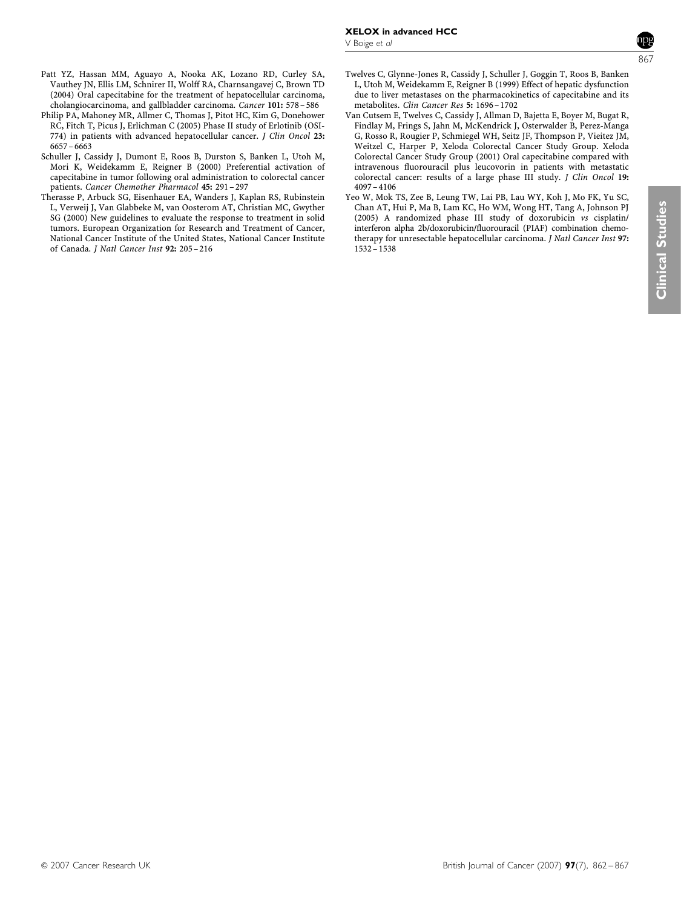Patt YZ, Hassan MM, Aguayo A, Nooka AK, Lozano RD, Curley SA, Vauthey JN, Ellis LM, Schnirer II, Wolff RA, Charnsangavej C, Brown TD (2004) Oral capecitabine for the treatment of hepatocellular carcinoma, cholangiocarcinoma, and gallbladder carcinoma. *Cancer* **101:** 578–586

Philip PA, Mahoney MR, Allmer C, Thomas J, Pitot HC, Kim G, Donehower RC, Fitch T, Picus J, Erlichman C (2005) Phase II study of Erlotinib (OSI-774) in patients with advanced hepatocellular cancer. *J Clin Oncol* **23:** 6657–6663

Schuller J, Cassidy J, Dumont E, Roos B, Durston S, Banken L, Utoh M, Mori K, Weidekamm E, Reigner B (2000) Preferential activation of capecitabine in tumor following oral administration to colorectal cancer patients. *Cancer Chemother Pharmacol* **45:** 291–297

Therasse P, Arbuck SG, Eisenhauer EA, Wanders J, Kaplan RS, Rubinstein L, Verweij J, Van Glabbeke M, van Oosterom AT, Christian MC, Gwyther SG (2000) New guidelines to evaluate the response to treatment in solid tumors. European Organization for Research and Treatment of Cancer, National Cancer Institute of the United States, National Cancer Institute of Canada. *J Natl Cancer Inst* **92:** 205–216

Twelves C, Glynne-Jones R, Cassidy J, Schuller J, Goggin T, Roos B, Banken L, Utoh M, Weidekamm E, Reigner B (1999) Effect of hepatic dysfunction due to liver metastases on the pharmacokinetics of capecitabine and its metabolites. *Clin Cancer Res* **5:** 1696–1702

Van Cutsem E, Twelves C, Cassidy J, Allman D, Bajetta E, Boyer M, Bugat R, Findlay M, Frings S, Jahn M, McKendrick J, Osterwalder B, Perez-Manga G, Rosso R, Rougier P, Schmiegel WH, Seitz JF, Thompson P, Vieitez JM, Weitzel C, Harper P, Xeloda Colorectal Cancer Study Group. Xeloda Colorectal Cancer Study Group (2001) Oral capecitabine compared with intravenous fluorouracil plus leucovorin in patients with metastatic colorectal cancer: results of a large phase III study. *J Clin Oncol* **19:** 4097–4106

Yeo W, Mok TS, Zee B, Leung TW, Lai PB, Lau WY, Koh J, Mo FK, Yu SC, Chan AT, Hui P, Ma B, Lam KC, Ho WM, Wong HT, Tang A, Johnson PJ (2005) A randomized phase III study of doxorubicin *vs* cisplatin/interferon alpha 2b/doxorubicin/fluorouracil (PIAF) combination chemotherapy for unresectable hepatocellular carcinoma. *J Natl Cancer Inst* **97:** 1532–1538